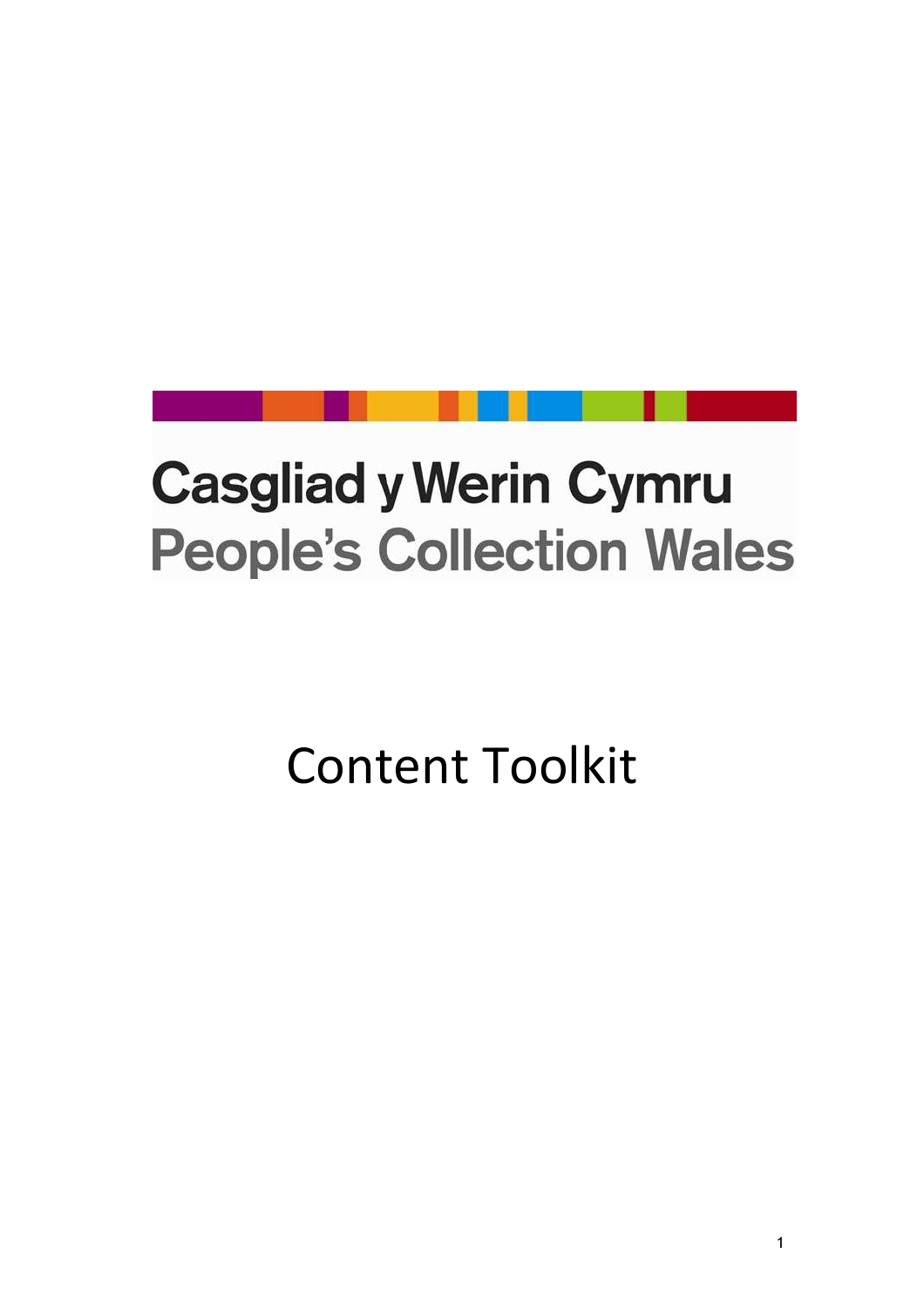# Casgliad y Werin Cymru

# People's Collection Wales

# Content Toolkit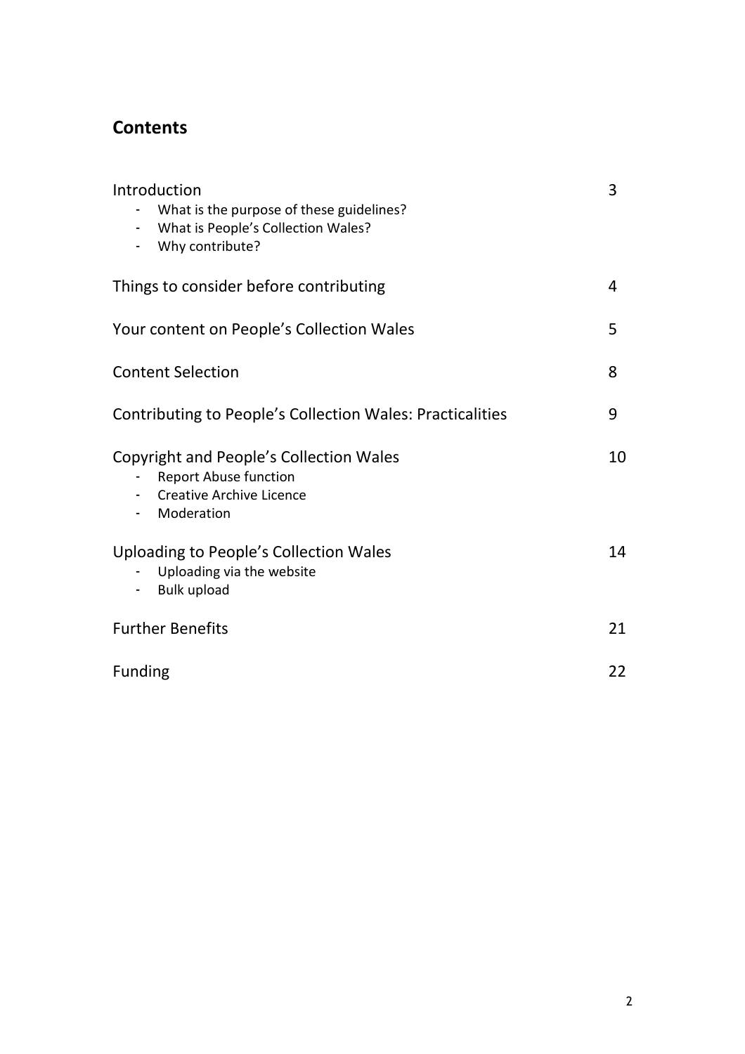## Contents

| | |
|---|---|
| Introduction<br>- What is the purpose of these guidelines?<br>- What is People's Collection Wales?<br>- Why contribute? | 3 |
| Things to consider before contributing | 4 |
| Your content on People's Collection Wales | 5 |
| Content Selection | 8 |
| Contributing to People's Collection Wales: Practicalities | 9 |
| Copyright and People's Collection Wales<br>- Report Abuse function<br>- Creative Archive Licence<br>- Moderation | 10 |
| Uploading to People's Collection Wales<br>- Uploading via the website<br>- Bulk upload | 14 |
| Further Benefits | 21 |
| Funding | 22 |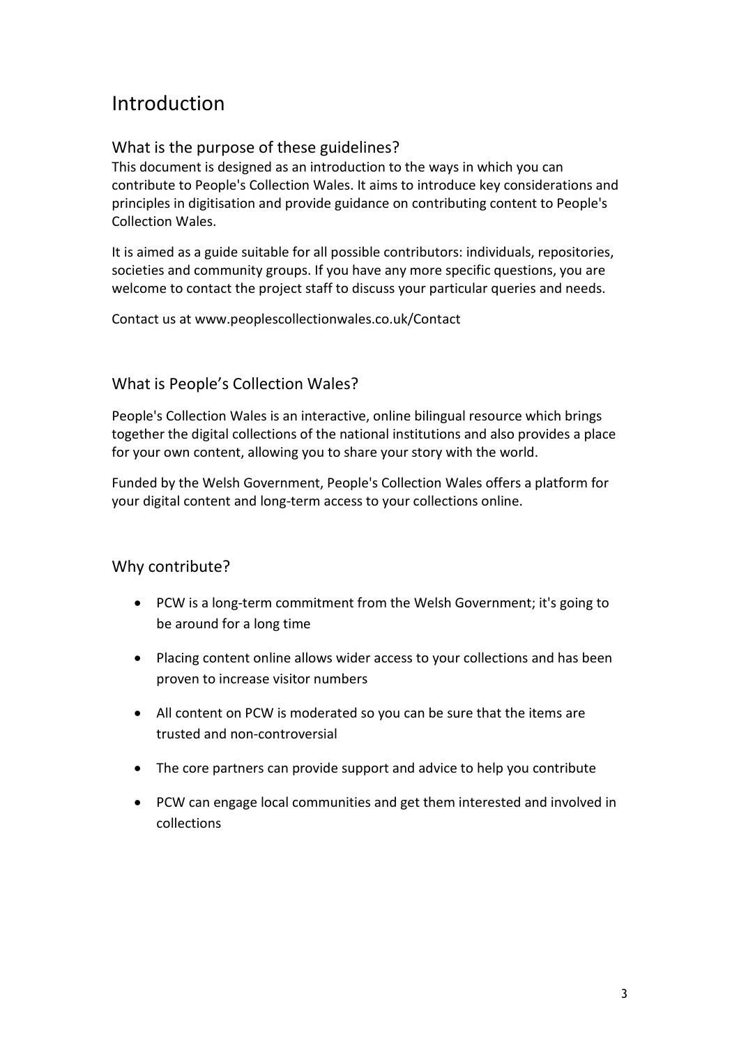# Introduction

## What is the purpose of these guidelines?

This document is designed as an introduction to the ways in which you can contribute to People's Collection Wales. It aims to introduce key considerations and principles in digitisation and provide guidance on contributing content to People's Collection Wales.

It is aimed as a guide suitable for all possible contributors: individuals, repositories, societies and community groups. If you have any more specific questions, you are welcome to contact the project staff to discuss your particular queries and needs.

Contact us at www.peoplescollectionwales.co.uk/Contact

## What is People's Collection Wales?

People's Collection Wales is an interactive, online bilingual resource which brings together the digital collections of the national institutions and also provides a place for your own content, allowing you to share your story with the world.

Funded by the Welsh Government, People's Collection Wales offers a platform for your digital content and long-term access to your collections online.

## Why contribute?

- PCW is a long-term commitment from the Welsh Government; it's going to be around for a long time
- Placing content online allows wider access to your collections and has been proven to increase visitor numbers
- All content on PCW is moderated so you can be sure that the items are trusted and non-controversial
- The core partners can provide support and advice to help you contribute
- PCW can engage local communities and get them interested and involved in collections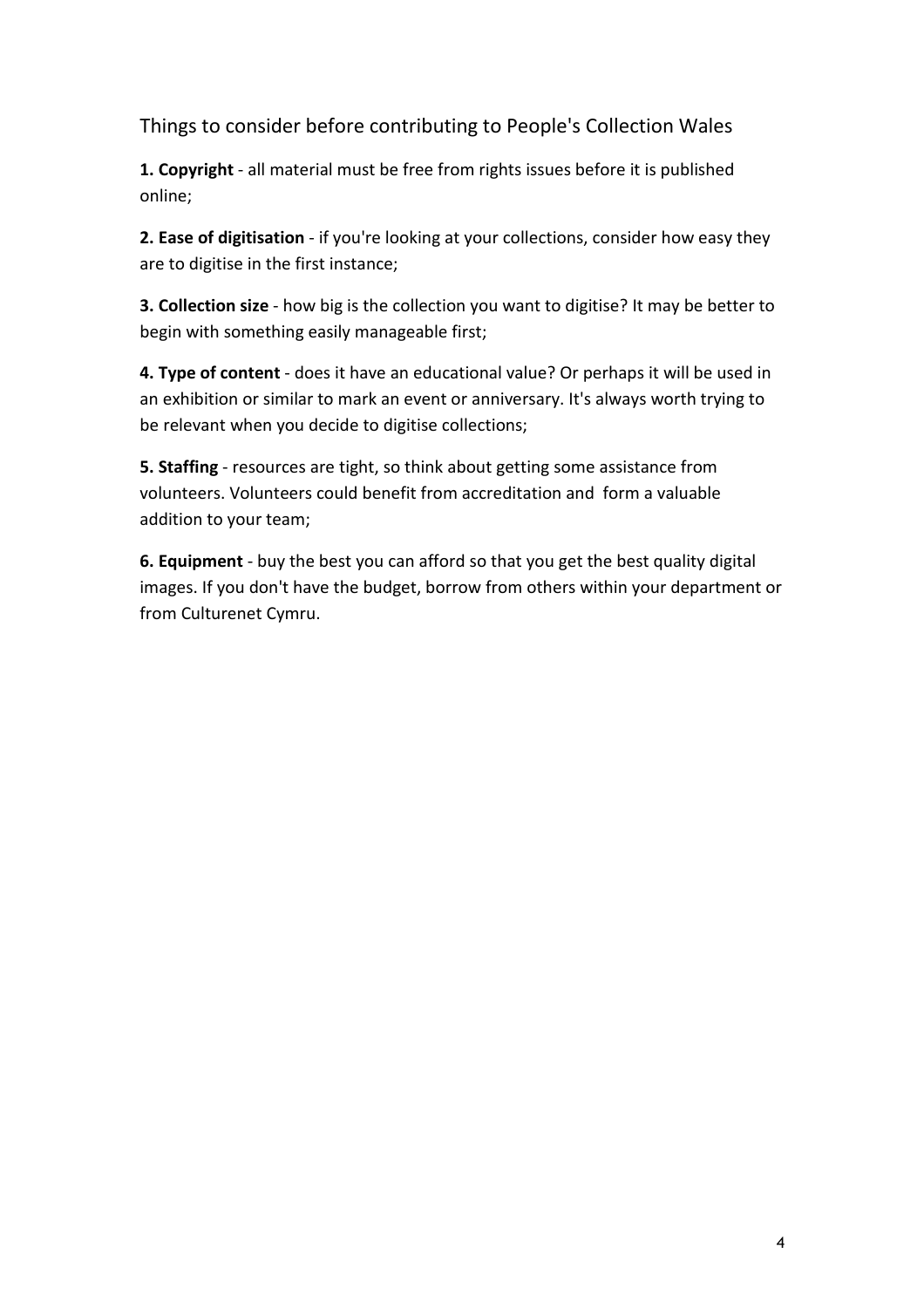## Things to consider before contributing to People's Collection Wales

**1. Copyright** - all material must be free from rights issues before it is published online;

**2. Ease of digitisation** - if you're looking at your collections, consider how easy they are to digitise in the first instance;

**3. Collection size** - how big is the collection you want to digitise? It may be better to begin with something easily manageable first;

**4. Type of content** - does it have an educational value? Or perhaps it will be used in an exhibition or similar to mark an event or anniversary. It's always worth trying to be relevant when you decide to digitise collections;

**5. Staffing** - resources are tight, so think about getting some assistance from volunteers. Volunteers could benefit from accreditation and form a valuable addition to your team;

**6. Equipment** - buy the best you can afford so that you get the best quality digital images. If you don't have the budget, borrow from others within your department or from Culturenet Cymru.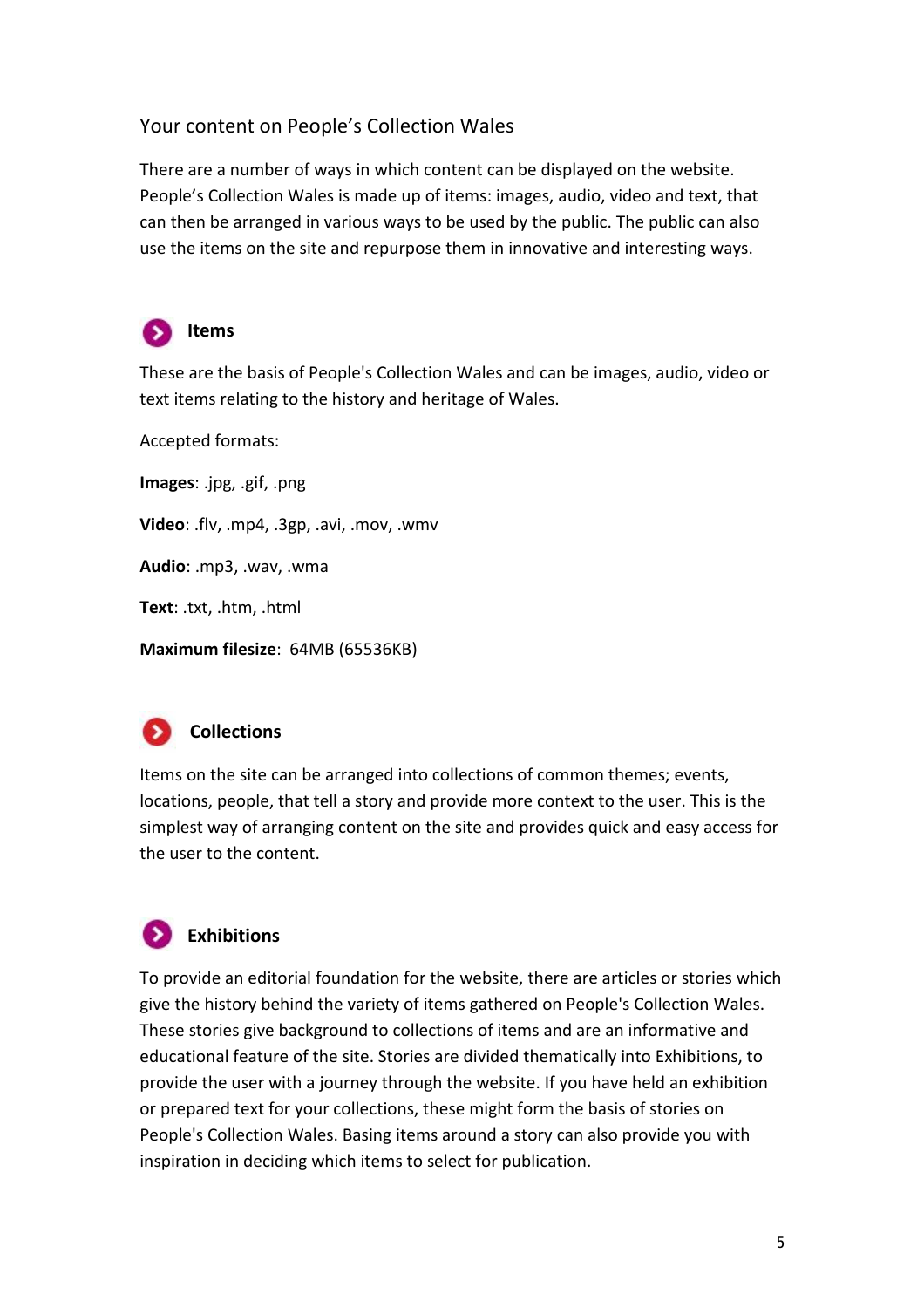## Your content on People's Collection Wales

There are a number of ways in which content can be displayed on the website. People's Collection Wales is made up of items: images, audio, video and text, that can then be arranged in various ways to be used by the public. The public can also use the items on the site and repurpose them in innovative and interesting ways.

### Items

These are the basis of People's Collection Wales and can be images, audio, video or text items relating to the history and heritage of Wales.

Accepted formats:

**Images**: .jpg, .gif, .png

**Video**: .flv, .mp4, .3gp, .avi, .mov, .wmv

**Audio**: .mp3, .wav, .wma

**Text**: .txt, .htm, .html

**Maximum filesize**: 64MB (65536KB)

### Collections

Items on the site can be arranged into collections of common themes; events, locations, people, that tell a story and provide more context to the user. This is the simplest way of arranging content on the site and provides quick and easy access for the user to the content.

### Exhibitions

To provide an editorial foundation for the website, there are articles or stories which give the history behind the variety of items gathered on People's Collection Wales. These stories give background to collections of items and are an informative and educational feature of the site. Stories are divided thematically into Exhibitions, to provide the user with a journey through the website. If you have held an exhibition or prepared text for your collections, these might form the basis of stories on People's Collection Wales. Basing items around a story can also provide you with inspiration in deciding which items to select for publication.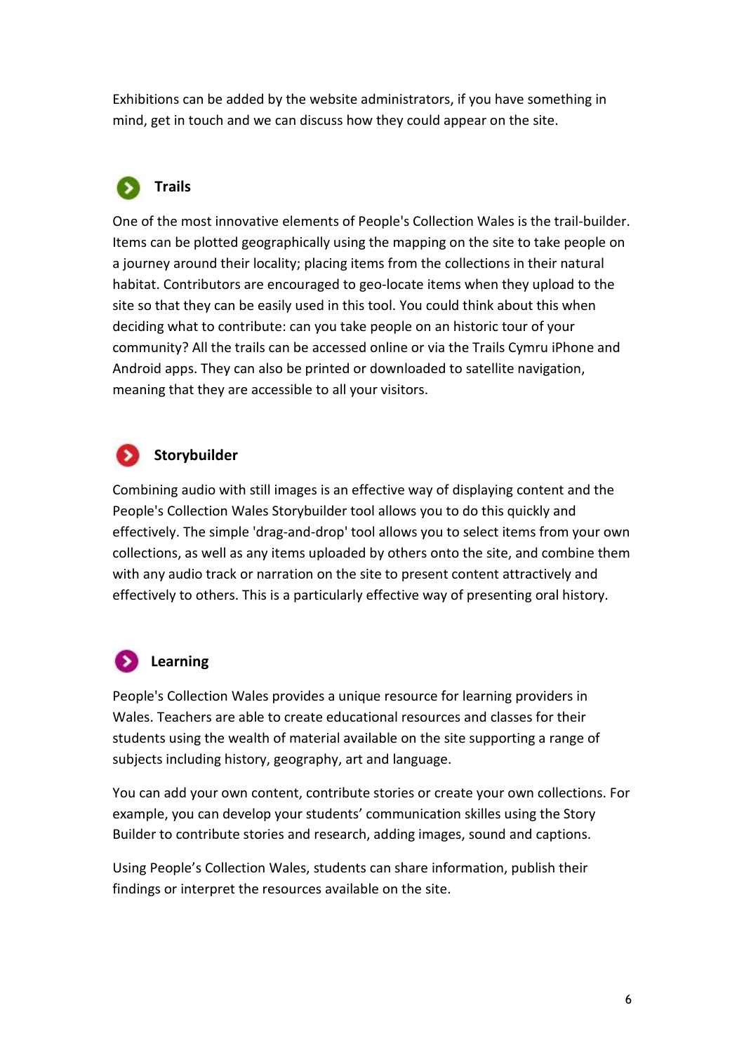Exhibitions can be added by the website administrators, if you have something in mind, get in touch and we can discuss how they could appear on the site.

## Trails

One of the most innovative elements of People's Collection Wales is the trail-builder. Items can be plotted geographically using the mapping on the site to take people on a journey around their locality; placing items from the collections in their natural habitat. Contributors are encouraged to geo-locate items when they upload to the site so that they can be easily used in this tool. You could think about this when deciding what to contribute: can you take people on an historic tour of your community? All the trails can be accessed online or via the Trails Cymru iPhone and Android apps. They can also be printed or downloaded to satellite navigation, meaning that they are accessible to all your visitors.

## Storybuilder

Combining audio with still images is an effective way of displaying content and the People's Collection Wales Storybuilder tool allows you to do this quickly and effectively. The simple 'drag-and-drop' tool allows you to select items from your own collections, as well as any items uploaded by others onto the site, and combine them with any audio track or narration on the site to present content attractively and effectively to others. This is a particularly effective way of presenting oral history.

## Learning

People's Collection Wales provides a unique resource for learning providers in Wales. Teachers are able to create educational resources and classes for their students using the wealth of material available on the site supporting a range of subjects including history, geography, art and language.

You can add your own content, contribute stories or create your own collections. For example, you can develop your students' communication skilles using the Story Builder to contribute stories and research, adding images, sound and captions.

Using People's Collection Wales, students can share information, publish their findings or interpret the resources available on the site.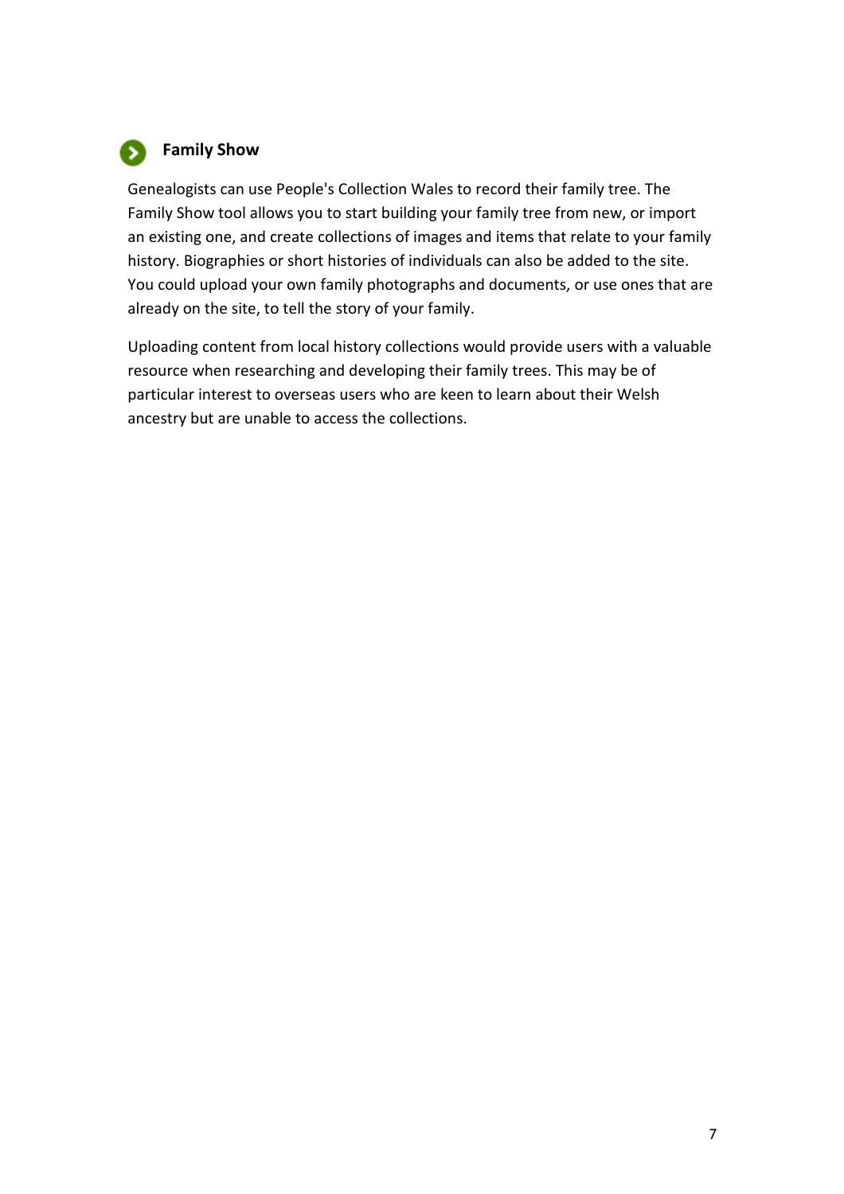### Family Show

Genealogists can use People's Collection Wales to record their family tree. The Family Show tool allows you to start building your family tree from new, or import an existing one, and create collections of images and items that relate to your family history. Biographies or short histories of individuals can also be added to the site. You could upload your own family photographs and documents, or use ones that are already on the site, to tell the story of your family.

Uploading content from local history collections would provide users with a valuable resource when researching and developing their family trees. This may be of particular interest to overseas users who are keen to learn about their Welsh ancestry but are unable to access the collections.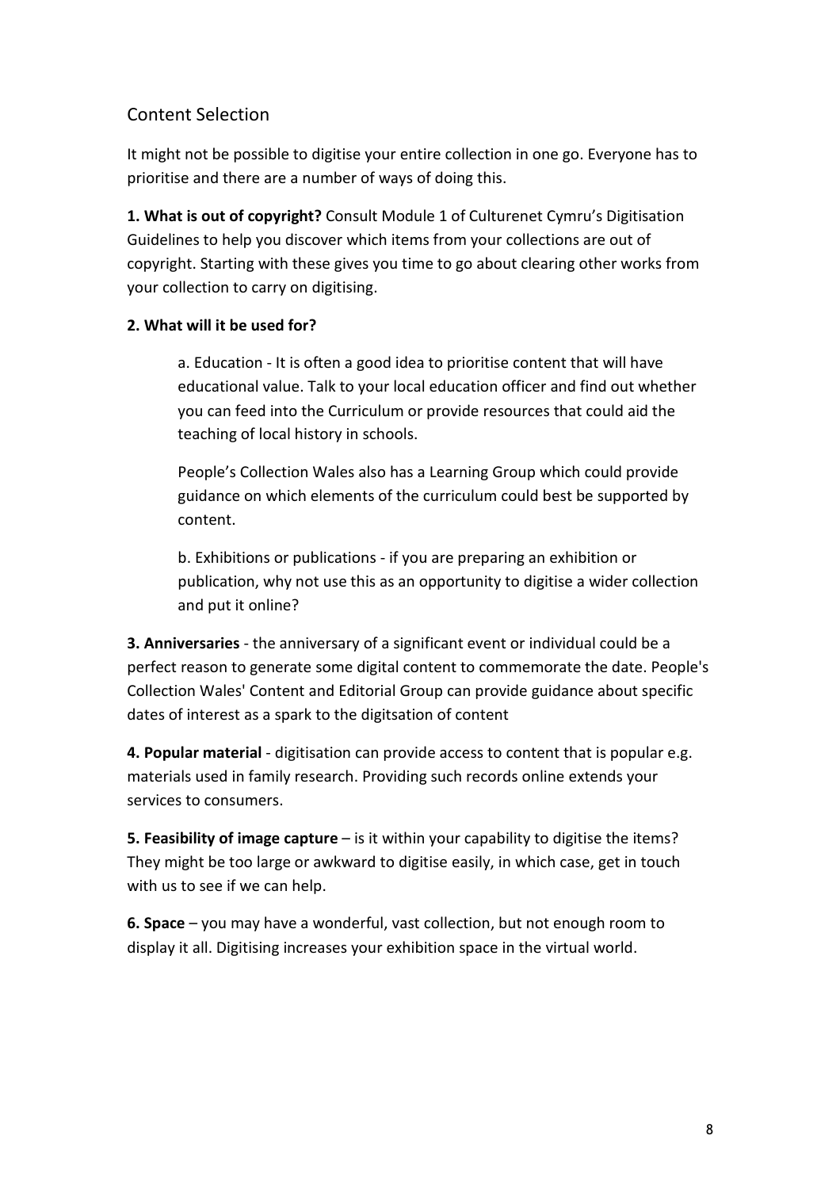## Content Selection

It might not be possible to digitise your entire collection in one go. Everyone has to prioritise and there are a number of ways of doing this.

**1. What is out of copyright?** Consult Module 1 of Culturenet Cymru's Digitisation Guidelines to help you discover which items from your collections are out of copyright. Starting with these gives you time to go about clearing other works from your collection to carry on digitising.

**2. What will it be used for?**

> a. Education - It is often a good idea to prioritise content that will have educational value. Talk to your local education officer and find out whether you can feed into the Curriculum or provide resources that could aid the teaching of local history in schools.
>
> People's Collection Wales also has a Learning Group which could provide guidance on which elements of the curriculum could best be supported by content.
>
> b. Exhibitions or publications - if you are preparing an exhibition or publication, why not use this as an opportunity to digitise a wider collection and put it online?

**3. Anniversaries** - the anniversary of a significant event or individual could be a perfect reason to generate some digital content to commemorate the date. People's Collection Wales' Content and Editorial Group can provide guidance about specific dates of interest as a spark to the digitsation of content

**4. Popular material** - digitisation can provide access to content that is popular e.g. materials used in family research. Providing such records online extends your services to consumers.

**5. Feasibility of image capture** – is it within your capability to digitise the items? They might be too large or awkward to digitise easily, in which case, get in touch with us to see if we can help.

**6. Space** – you may have a wonderful, vast collection, but not enough room to display it all. Digitising increases your exhibition space in the virtual world.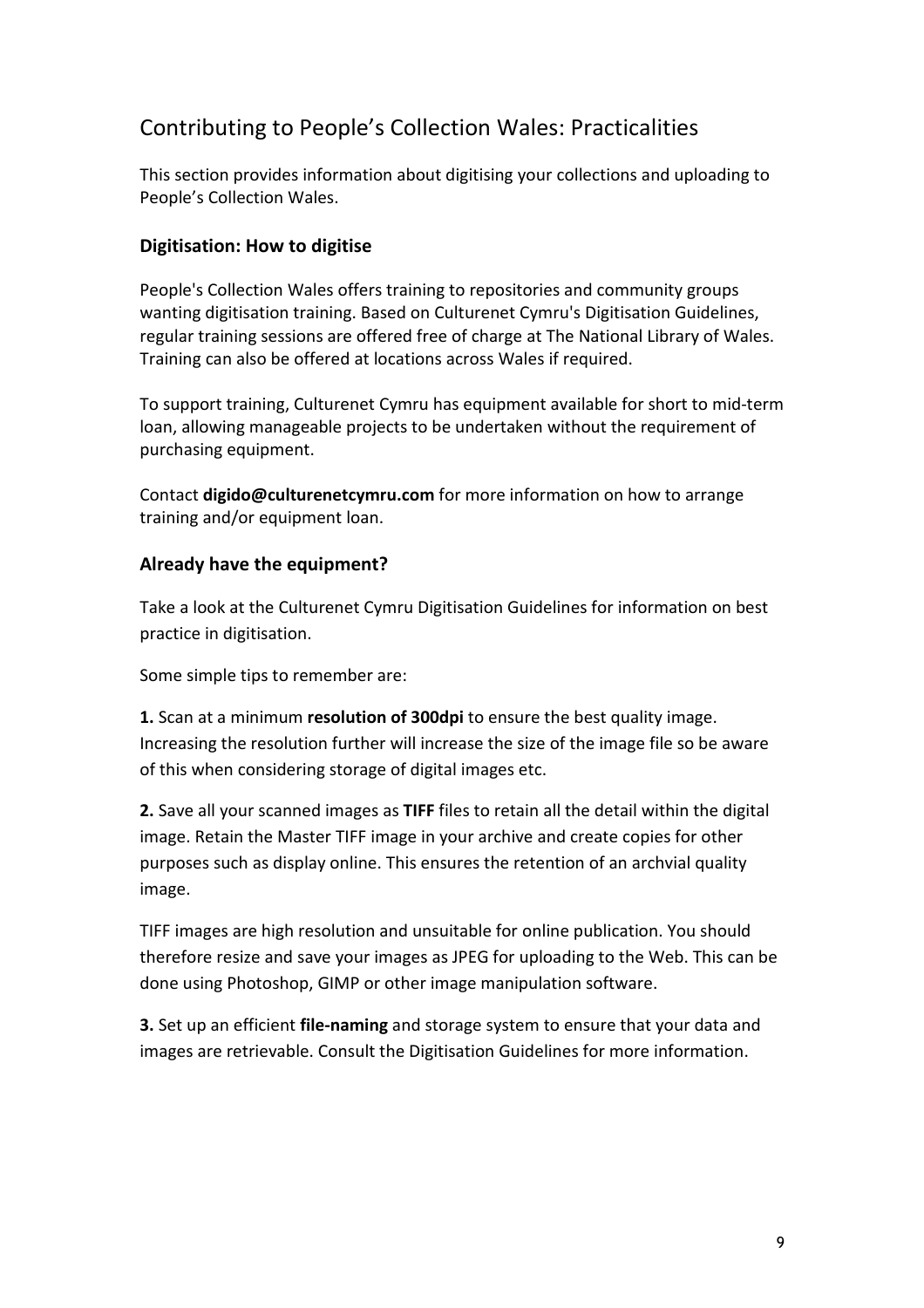## Contributing to People's Collection Wales: Practicalities

This section provides information about digitising your collections and uploading to People's Collection Wales.

### Digitisation: How to digitise

People's Collection Wales offers training to repositories and community groups wanting digitisation training. Based on Culturenet Cymru's Digitisation Guidelines, regular training sessions are offered free of charge at The National Library of Wales. Training can also be offered at locations across Wales if required.

To support training, Culturenet Cymru has equipment available for short to mid-term loan, allowing manageable projects to be undertaken without the requirement of purchasing equipment.

Contact **digido@culturenetcymru.com** for more information on how to arrange training and/or equipment loan.

### Already have the equipment?

Take a look at the Culturenet Cymru Digitisation Guidelines for information on best practice in digitisation.

Some simple tips to remember are:

**1.** Scan at a minimum **resolution of 300dpi** to ensure the best quality image. Increasing the resolution further will increase the size of the image file so be aware of this when considering storage of digital images etc.

**2.** Save all your scanned images as **TIFF** files to retain all the detail within the digital image. Retain the Master TIFF image in your archive and create copies for other purposes such as display online. This ensures the retention of an archvial quality image.

TIFF images are high resolution and unsuitable for online publication. You should therefore resize and save your images as JPEG for uploading to the Web. This can be done using Photoshop, GIMP or other image manipulation software.

**3.** Set up an efficient **file-naming** and storage system to ensure that your data and images are retrievable. Consult the Digitisation Guidelines for more information.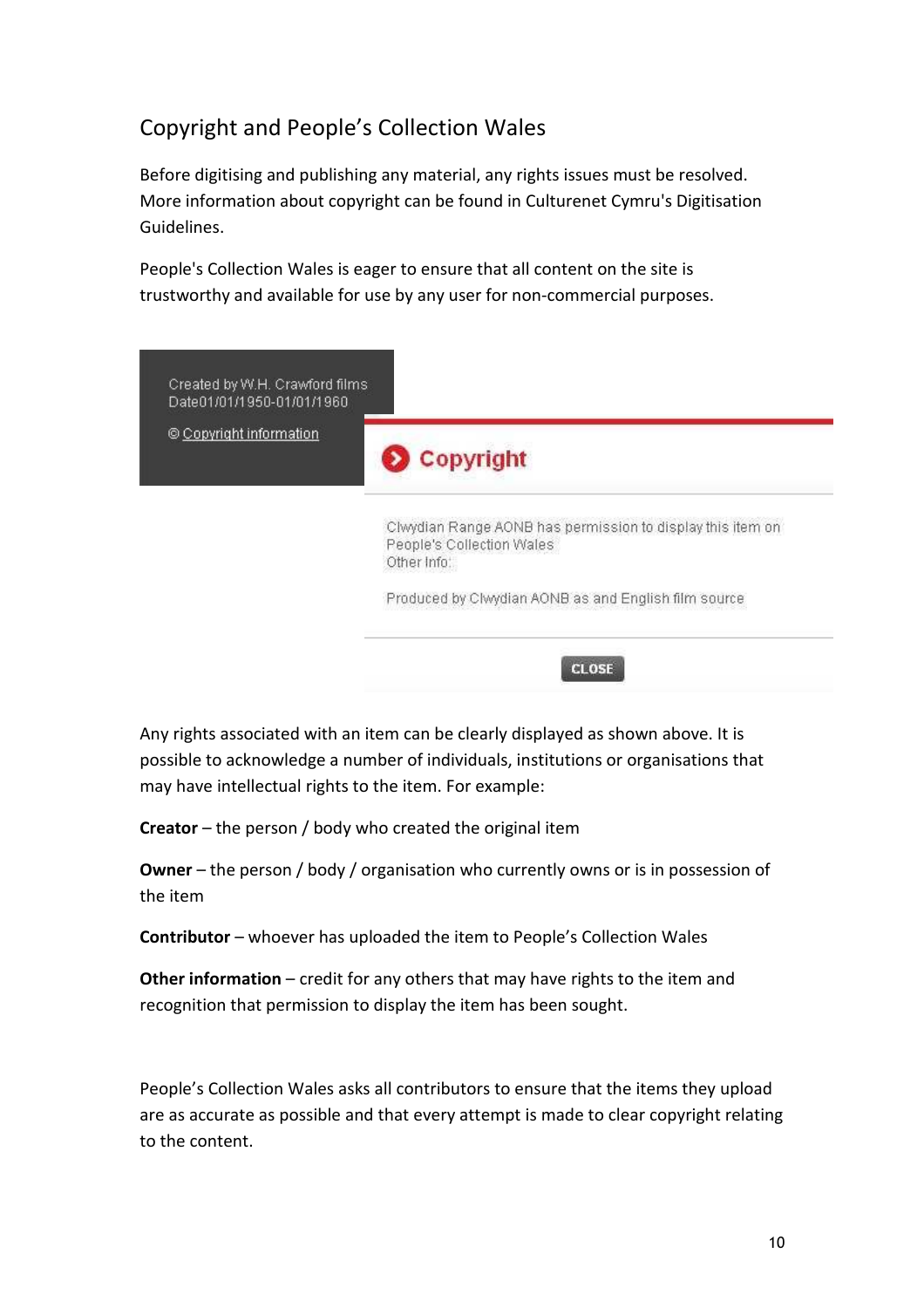## Copyright and People's Collection Wales

Before digitising and publishing any material, any rights issues must be resolved. More information about copyright can be found in Culturenet Cymru's Digitisation Guidelines.

People's Collection Wales is eager to ensure that all content on the site is trustworthy and available for use by any user for non-commercial purposes.

Created by W.H. Crawford films
Date01/01/1950-01/01/1960

© Copyright information

**Copyright**

Clwydian Range AONB has permission to display this item on People's Collection Wales
Other Info:

Produced by Clwydian AONB as and English film source

CLOSE

Any rights associated with an item can be clearly displayed as shown above. It is possible to acknowledge a number of individuals, institutions or organisations that may have intellectual rights to the item. For example:

**Creator** – the person / body who created the original item

**Owner** – the person / body / organisation who currently owns or is in possession of the item

**Contributor** – whoever has uploaded the item to People's Collection Wales

**Other information** – credit for any others that may have rights to the item and recognition that permission to display the item has been sought.

People's Collection Wales asks all contributors to ensure that the items they upload are as accurate as possible and that every attempt is made to clear copyright relating to the content.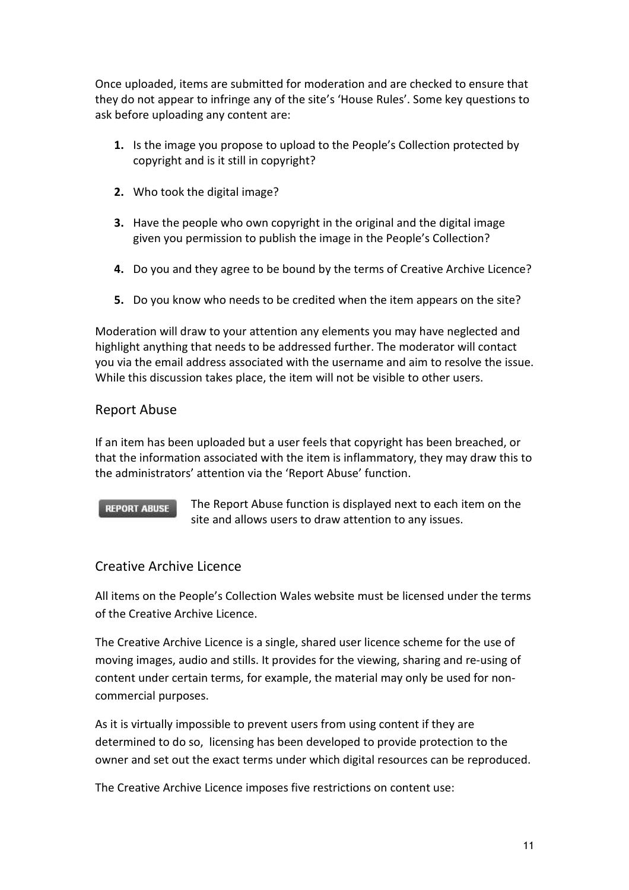Once uploaded, items are submitted for moderation and are checked to ensure that they do not appear to infringe any of the site's 'House Rules'. Some key questions to ask before uploading any content are:

1. Is the image you propose to upload to the People's Collection protected by copyright and is it still in copyright?
2. Who took the digital image?
3. Have the people who own copyright in the original and the digital image given you permission to publish the image in the People's Collection?
4. Do you and they agree to be bound by the terms of Creative Archive Licence?
5. Do you know who needs to be credited when the item appears on the site?

Moderation will draw to your attention any elements you may have neglected and highlight anything that needs to be addressed further. The moderator will contact you via the email address associated with the username and aim to resolve the issue. While this discussion takes place, the item will not be visible to other users.

## Report Abuse

If an item has been uploaded but a user feels that copyright has been breached, or that the information associated with the item is inflammatory, they may draw this to the administrators' attention via the 'Report Abuse' function.

REPORT ABUSE

The Report Abuse function is displayed next to each item on the site and allows users to draw attention to any issues.

## Creative Archive Licence

All items on the People's Collection Wales website must be licensed under the terms of the Creative Archive Licence.

The Creative Archive Licence is a single, shared user licence scheme for the use of moving images, audio and stills. It provides for the viewing, sharing and re-using of content under certain terms, for example, the material may only be used for non-commercial purposes.

As it is virtually impossible to prevent users from using content if they are determined to do so, licensing has been developed to provide protection to the owner and set out the exact terms under which digital resources can be reproduced.

The Creative Archive Licence imposes five restrictions on content use: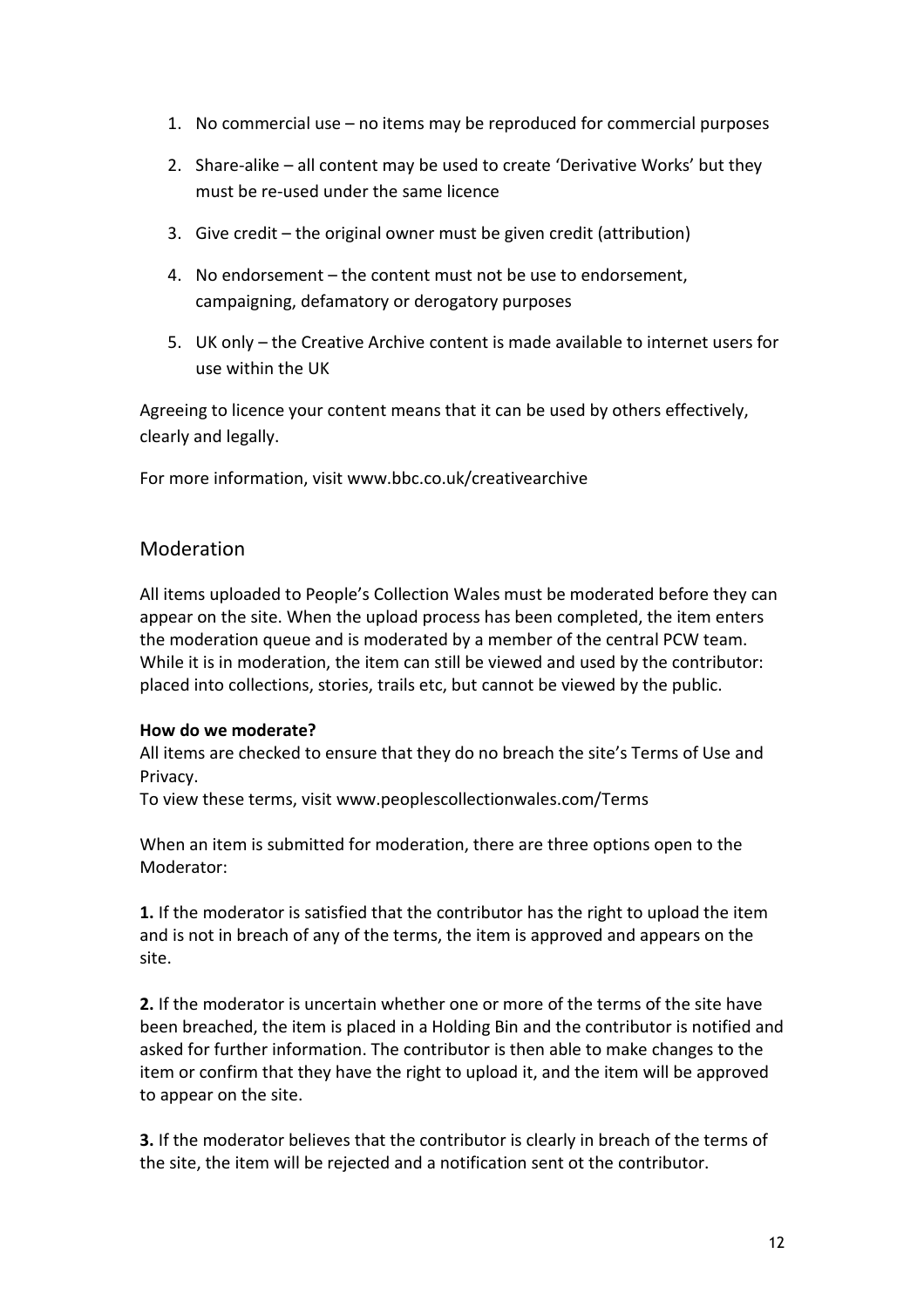1. No commercial use – no items may be reproduced for commercial purposes
2. Share-alike – all content may be used to create 'Derivative Works' but they must be re-used under the same licence
3. Give credit – the original owner must be given credit (attribution)
4. No endorsement – the content must not be use to endorsement, campaigning, defamatory or derogatory purposes
5. UK only – the Creative Archive content is made available to internet users for use within the UK

Agreeing to licence your content means that it can be used by others effectively, clearly and legally.

For more information, visit www.bbc.co.uk/creativearchive

## Moderation

All items uploaded to People's Collection Wales must be moderated before they can appear on the site. When the upload process has been completed, the item enters the moderation queue and is moderated by a member of the central PCW team. While it is in moderation, the item can still be viewed and used by the contributor: placed into collections, stories, trails etc, but cannot be viewed by the public.

**How do we moderate?**
All items are checked to ensure that they do no breach the site's Terms of Use and Privacy.
To view these terms, visit www.peoplescollectionwales.com/Terms

When an item is submitted for moderation, there are three options open to the Moderator:

**1.** If the moderator is satisfied that the contributor has the right to upload the item and is not in breach of any of the terms, the item is approved and appears on the site.

**2.** If the moderator is uncertain whether one or more of the terms of the site have been breached, the item is placed in a Holding Bin and the contributor is notified and asked for further information. The contributor is then able to make changes to the item or confirm that they have the right to upload it, and the item will be approved to appear on the site.

**3.** If the moderator believes that the contributor is clearly in breach of the terms of the site, the item will be rejected and a notification sent ot the contributor.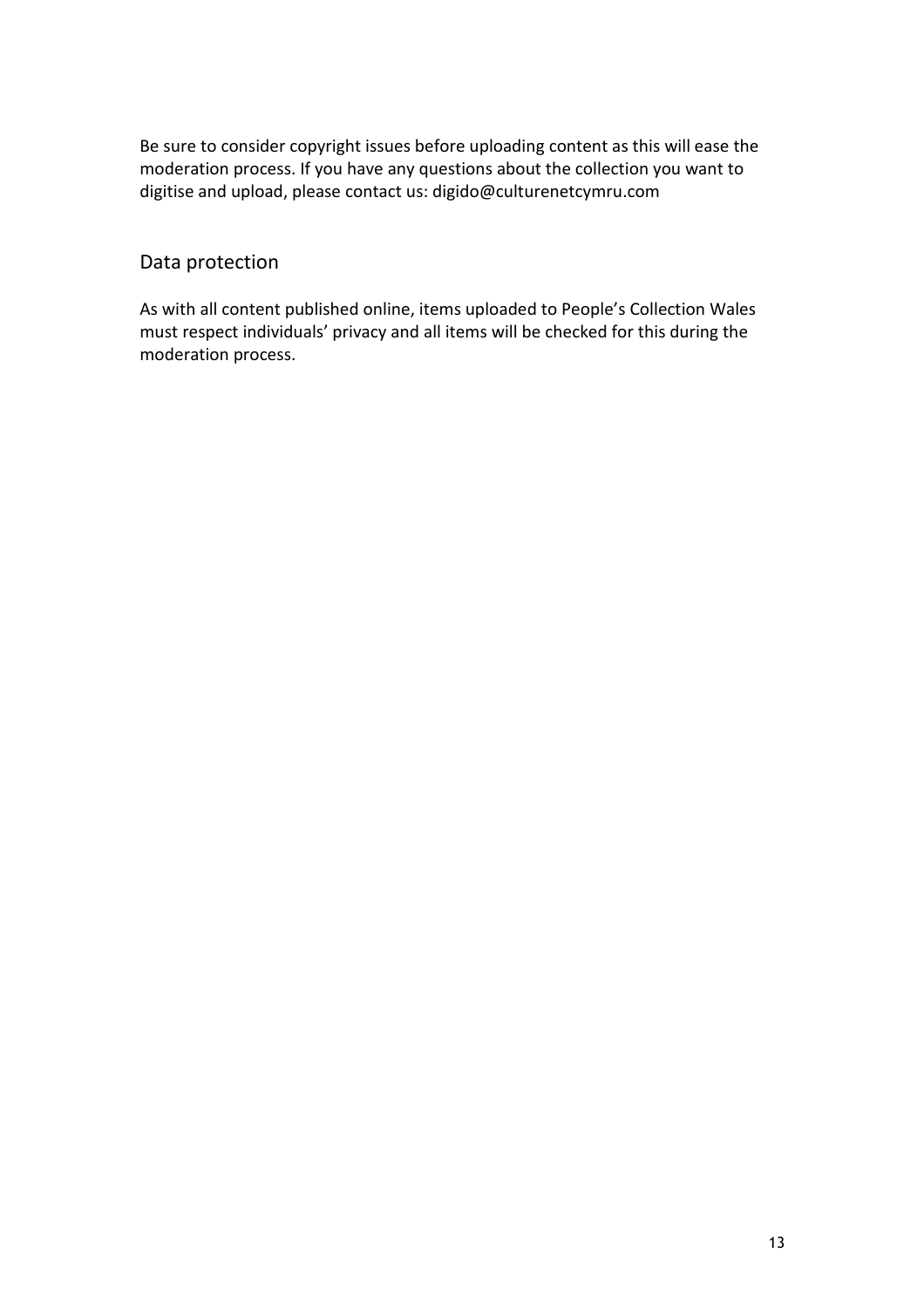Be sure to consider copyright issues before uploading content as this will ease the moderation process. If you have any questions about the collection you want to digitise and upload, please contact us: digido@culturenetcymru.com

## Data protection

As with all content published online, items uploaded to People's Collection Wales must respect individuals' privacy and all items will be checked for this during the moderation process.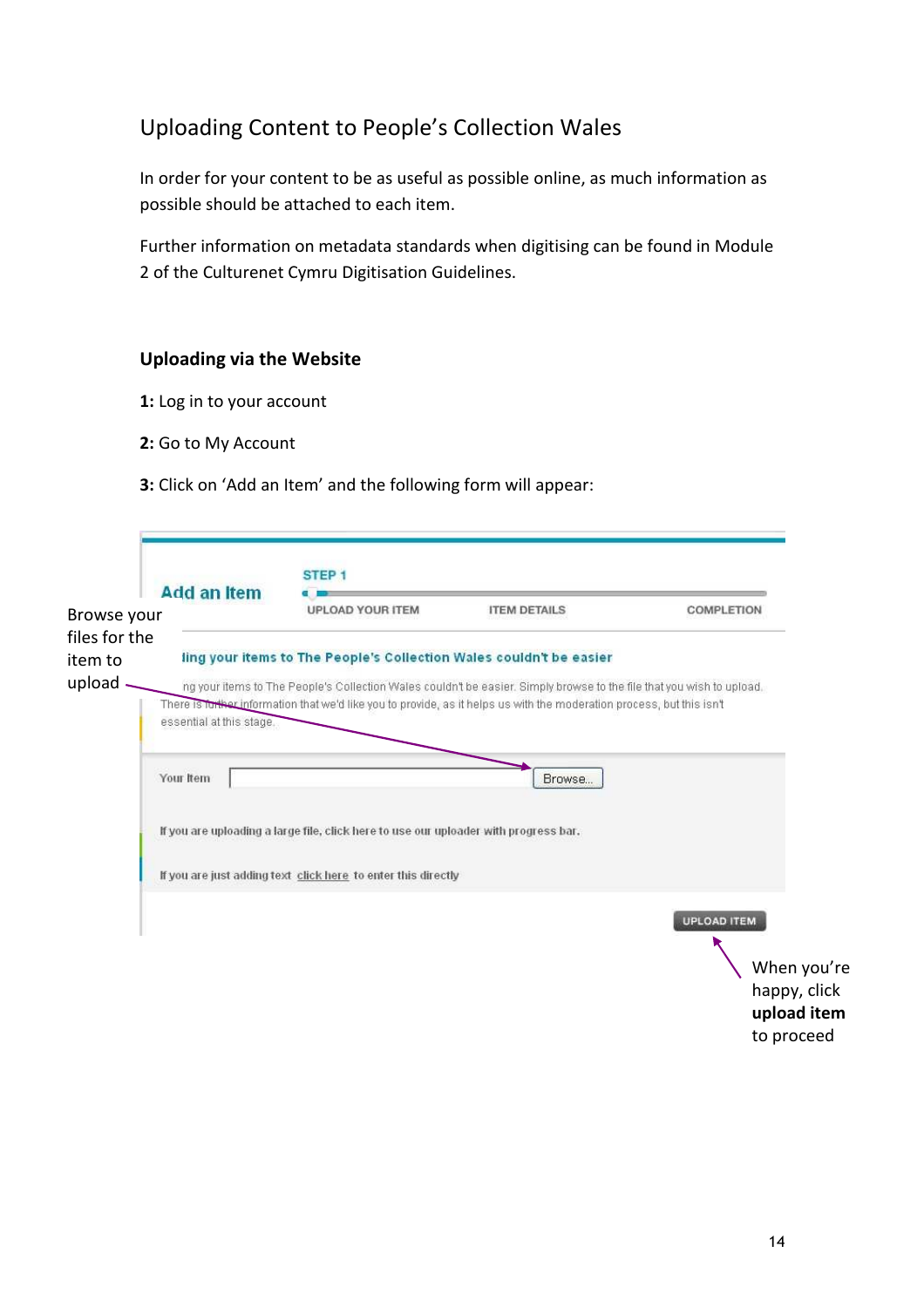## Uploading Content to People's Collection Wales

In order for your content to be as useful as possible online, as much information as possible should be attached to each item.

Further information on metadata standards when digitising can be found in Module 2 of the Culturenet Cymru Digitisation Guidelines.

### Uploading via the Website

**1:** Log in to your account

**2:** Go to My Account

**3:** Click on 'Add an Item' and the following form will appear:

Add an Item

STEP 1

UPLOAD YOUR ITEM ITEM DETAILS COMPLETION

ling your items to The People's Collection Wales couldn't be easier

ng your items to The People's Collection Wales couldn't be easier. Simply browse to the file that you wish to upload. There is further information that we'd like you to provide, as it helps us with the moderation process, but this isn't essential at this stage.

Your Item Browse...

If you are uploading a large file, click here to use our uploader with progress bar.

If you are just adding text click here to enter this directly

UPLOAD ITEM

Browse your files for the item to upload

When you're happy, click **upload item** to proceed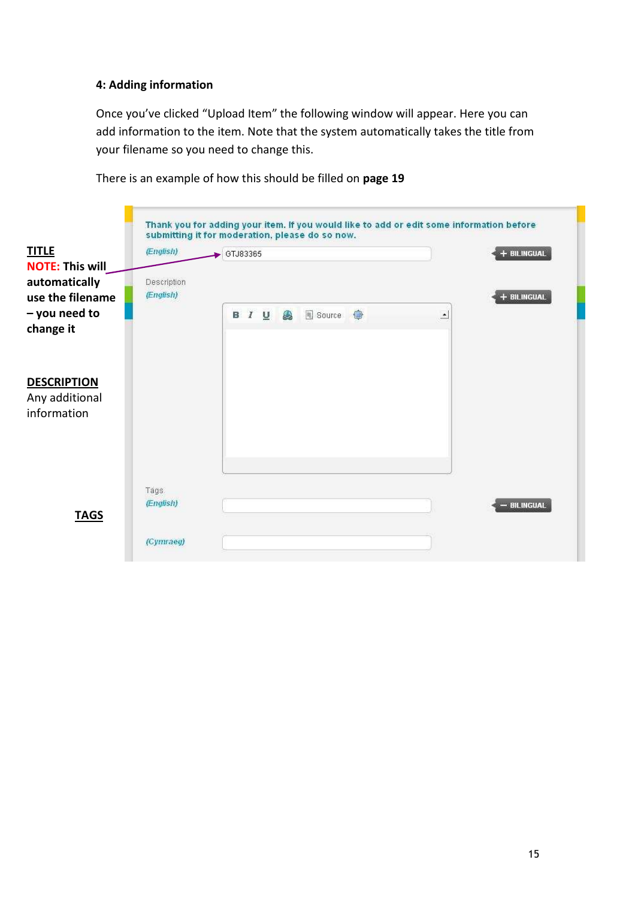**4: Adding information**

Once you've clicked "Upload Item" the following window will appear. Here you can add information to the item. Note that the system automatically takes the title from your filename so you need to change this.

There is an example of how this should be filled on **page 19**

**TITLE**

**NOTE: This will automatically use the filename – you need to change it**

Thank you for adding your item. If you would like to add or edit some information before submitting it for moderation, please do so now.

(English) GTJ83365 + BILINGUAL

Description

(English) + BILINGUAL

B I U Source

**DESCRIPTION**

Any additional information

Tags

(English) – BILINGUAL

(Cymraeg)

**TAGS**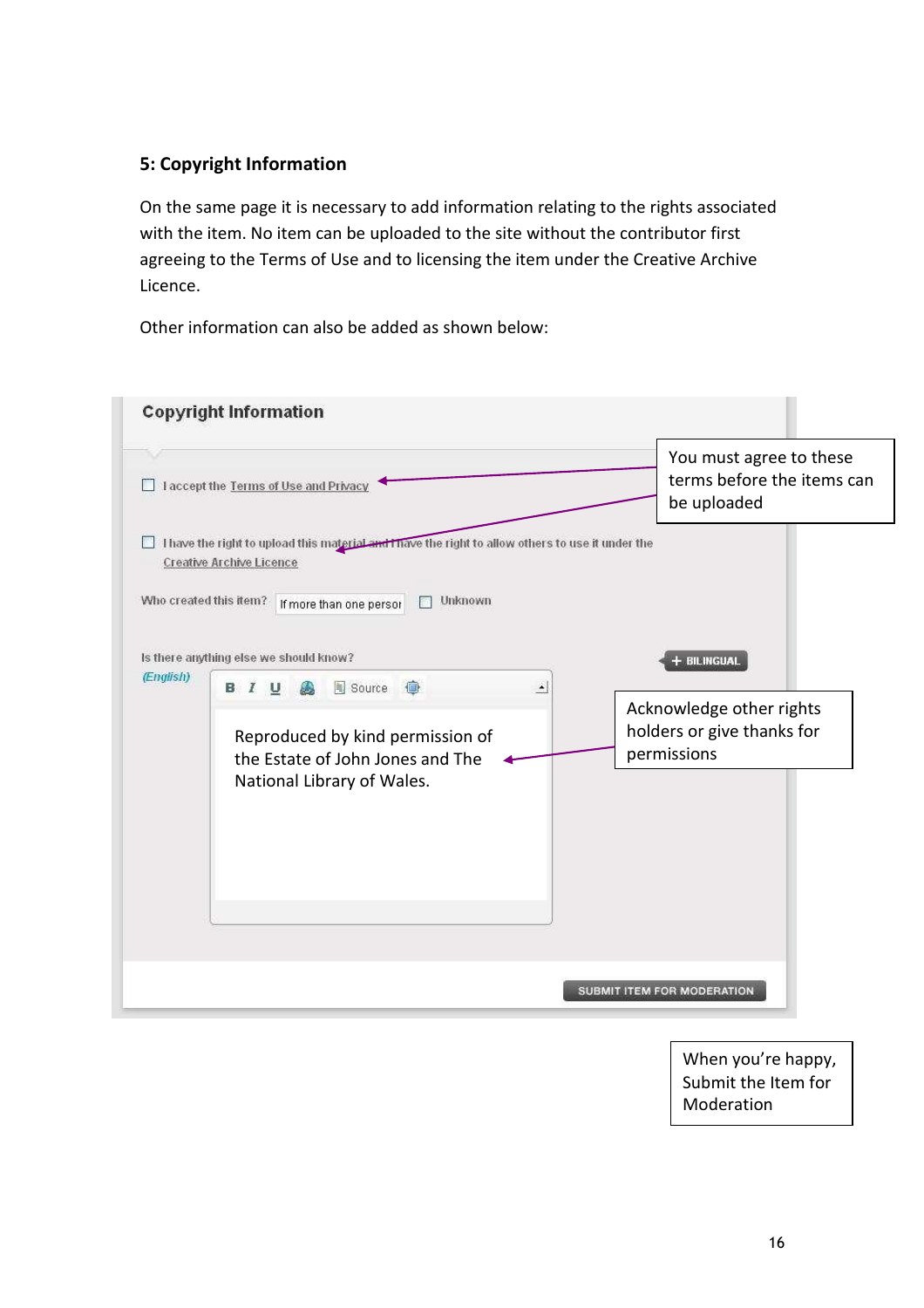## 5: Copyright Information

On the same page it is necessary to add information relating to the rights associated with the item. No item can be uploaded to the site without the contributor first agreeing to the Terms of Use and to licensing the item under the Creative Archive Licence.

Other information can also be added as shown below:

**Copyright Information**

☐ I accept the Terms of Use and Privacy

☐ I have the right to upload this material and I have the right to allow others to use it under the Creative Archive Licence

You must agree to these terms before the items can be uploaded

Who created this item? If more than one persor ☐ Unknown

Is there anything else we should know?

(English)

+ BILINGUAL

Reproduced by kind permission of the Estate of John Jones and The National Library of Wales.

Acknowledge other rights holders or give thanks for permissions

SUBMIT ITEM FOR MODERATION

When you're happy, Submit the Item for Moderation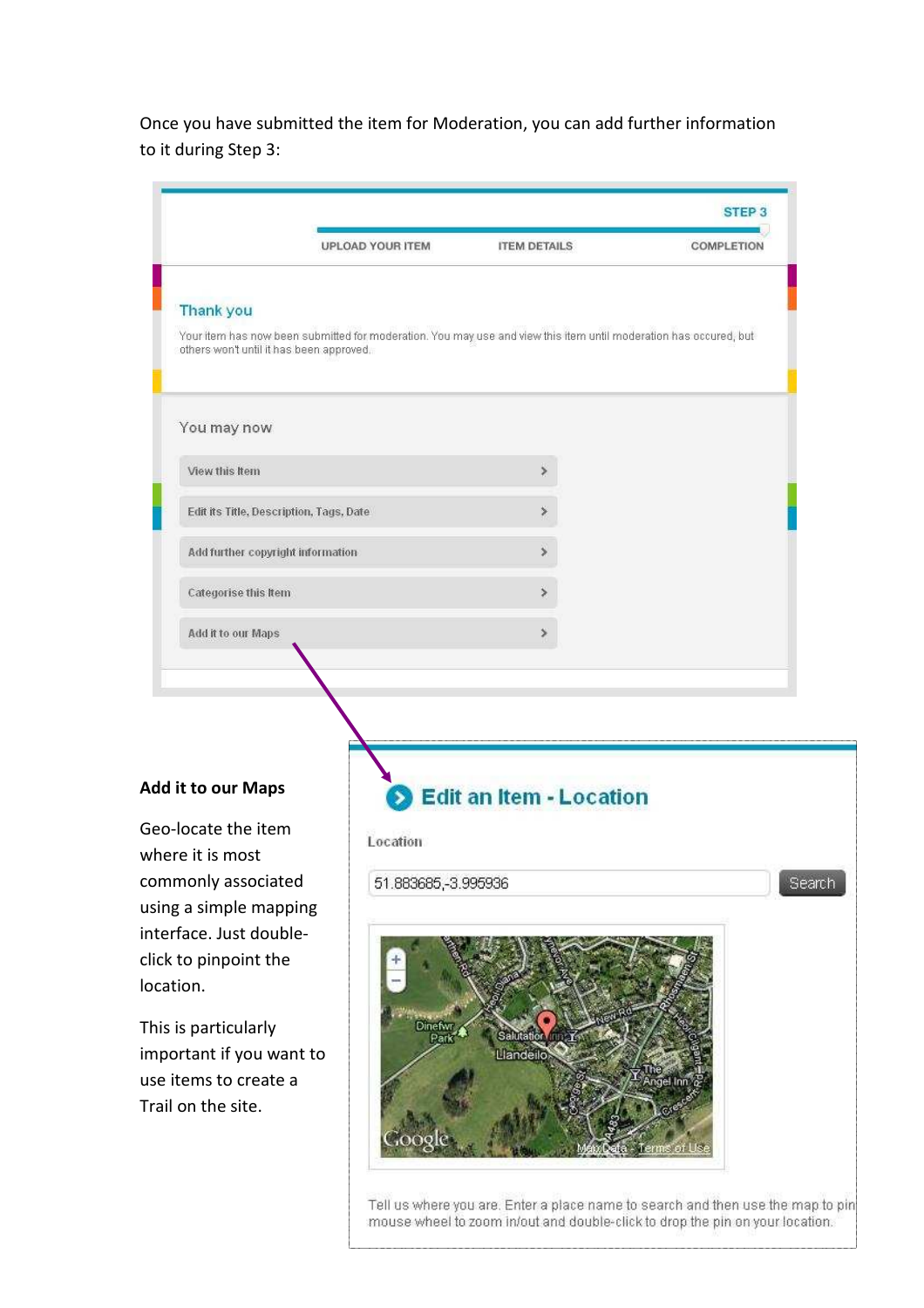Once you have submitted the item for Moderation, you can add further information to it during Step 3:

STEP 3

UPLOAD YOUR ITEM | ITEM DETAILS | COMPLETION

Thank you

Your item has now been submitted for moderation. You may use and view this item until moderation has occured, but others won't until it has been approved.

You may now

- View this Item
- Edit its Title, Description, Tags, Date
- Add further copyright information
- Categorise this Item
- Add it to our Maps

**Add it to our Maps**

Geo-locate the item where it is most commonly associated using a simple mapping interface. Just double-click to pinpoint the location.

This is particularly important if you want to use items to create a Trail on the site.

Edit an Item - Location

Location

51.883685,-3.995936 Search

Tell us where you are. Enter a place name to search and then use the map to pin mouse wheel to zoom in/out and double-click to drop the pin on your location.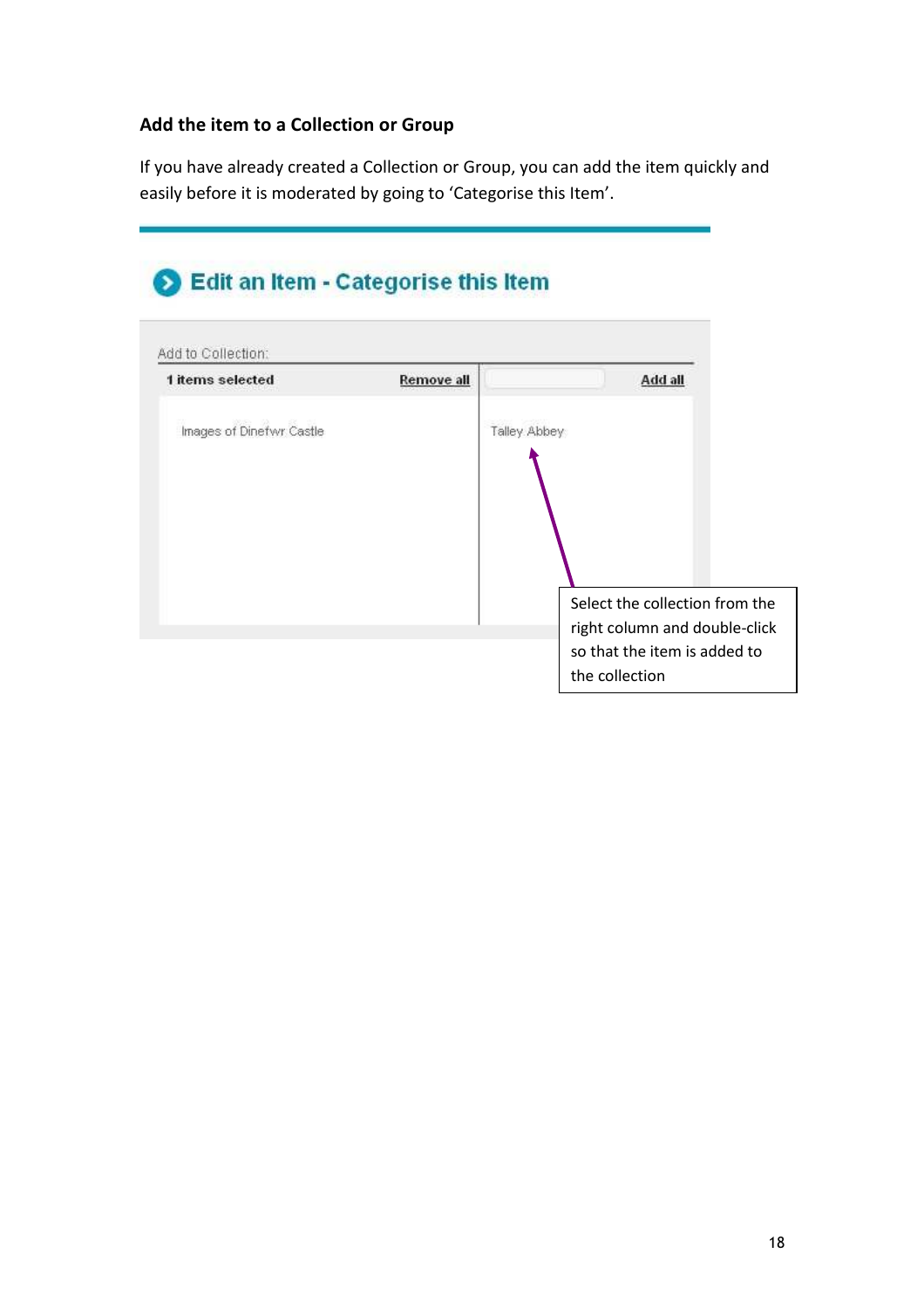### Add the item to a Collection or Group

If you have already created a Collection or Group, you can add the item quickly and easily before it is moderated by going to 'Categorise this Item'.

**Edit an Item - Categorise this Item**

Add to Collection:

| 1 items selected | Remove all | | Add all |
|---|---|---|---|
| Images of Dinefwr Castle | | Talley Abbey | |

Select the collection from the right column and double-click so that the item is added to the collection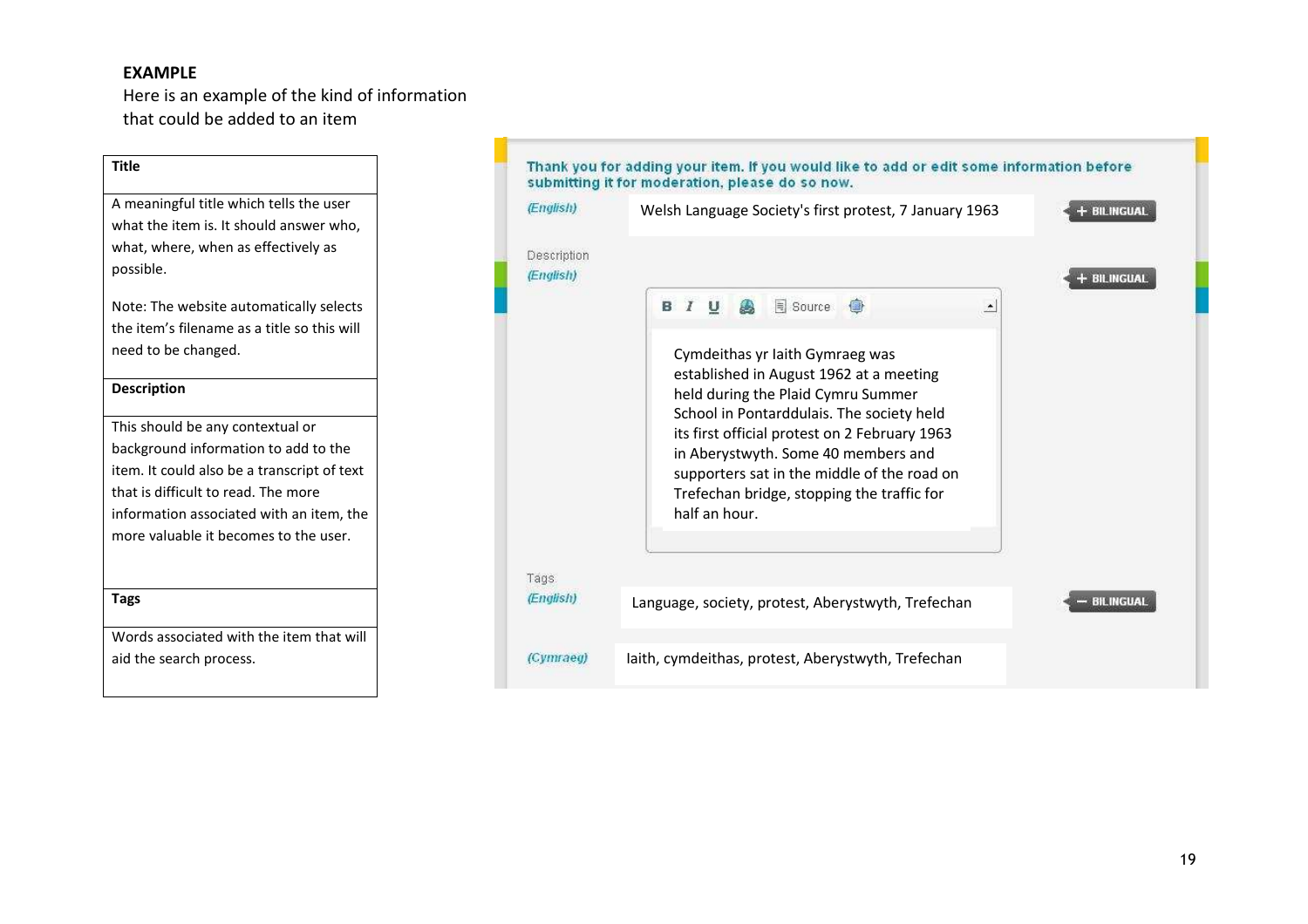**EXAMPLE**

Here is an example of the kind of information that could be added to an item

| **Title** |
|---|
| A meaningful title which tells the user what the item is. It should answer who, what, where, when as effectively as possible.<br><br>Note: The website automatically selects the item's filename as a title so this will need to be changed. |
| **Description** |
| This should be any contextual or background information to add to the item. It could also be a transcript of text that is difficult to read. The more information associated with an item, the more valuable it becomes to the user. |
| **Tags** |
| Words associated with the item that will aid the search process. |

Thank you for adding your item. If you would like to add or edit some information before submitting it for moderation, please do so now.

(English) Welsh Language Society's first protest, 7 January 1963 + BILINGUAL

Description
(English) + BILINGUAL

B I U Source

Cymdeithas yr Iaith Gymraeg was established in August 1962 at a meeting held during the Plaid Cymru Summer School in Pontarddulais. The society held its first official protest on 2 February 1963 in Aberystwyth. Some 40 members and supporters sat in the middle of the road on Trefechan bridge, stopping the traffic for half an hour.

Tags
(English) Language, society, protest, Aberystwyth, Trefechan − BILINGUAL

(Cymraeg) Iaith, cymdeithas, protest, Aberystwyth, Trefechan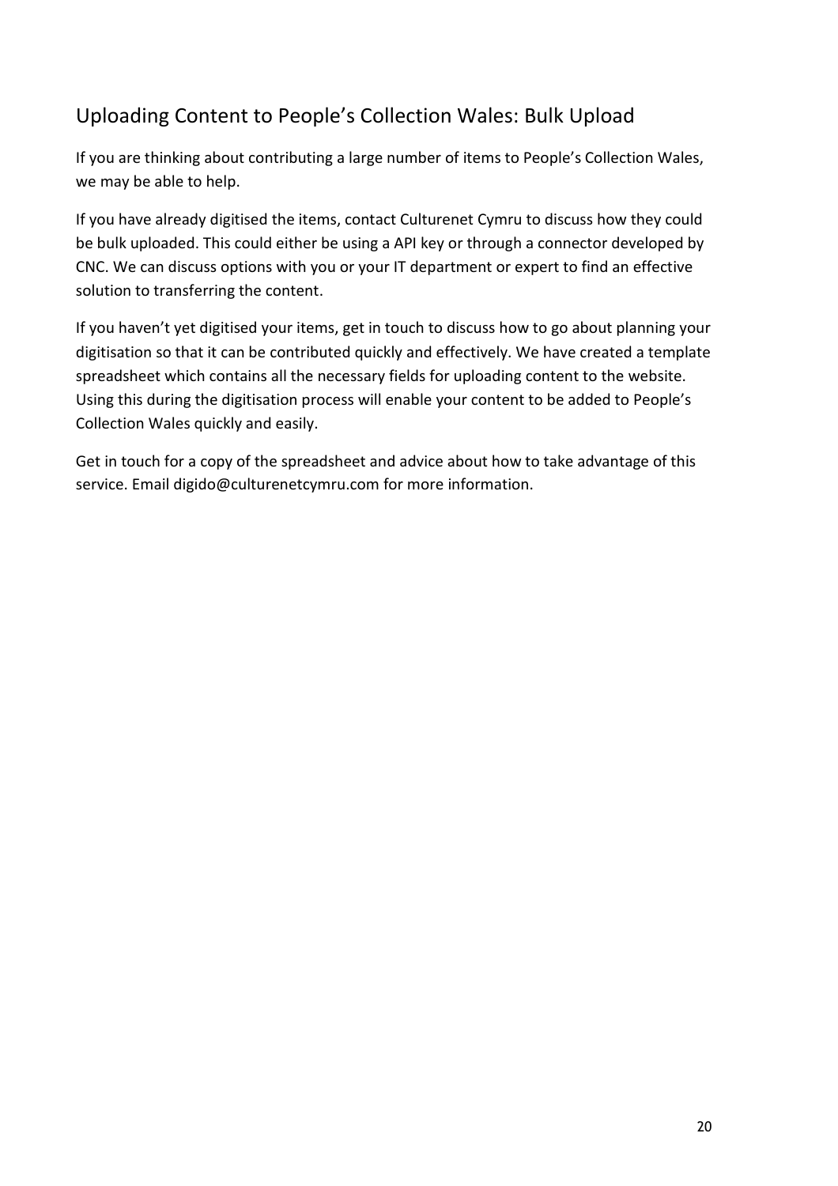## Uploading Content to People's Collection Wales: Bulk Upload

If you are thinking about contributing a large number of items to People's Collection Wales, we may be able to help.

If you have already digitised the items, contact Culturenet Cymru to discuss how they could be bulk uploaded. This could either be using a API key or through a connector developed by CNC. We can discuss options with you or your IT department or expert to find an effective solution to transferring the content.

If you haven't yet digitised your items, get in touch to discuss how to go about planning your digitisation so that it can be contributed quickly and effectively. We have created a template spreadsheet which contains all the necessary fields for uploading content to the website. Using this during the digitisation process will enable your content to be added to People's Collection Wales quickly and easily.

Get in touch for a copy of the spreadsheet and advice about how to take advantage of this service. Email digido@culturenetcymru.com for more information.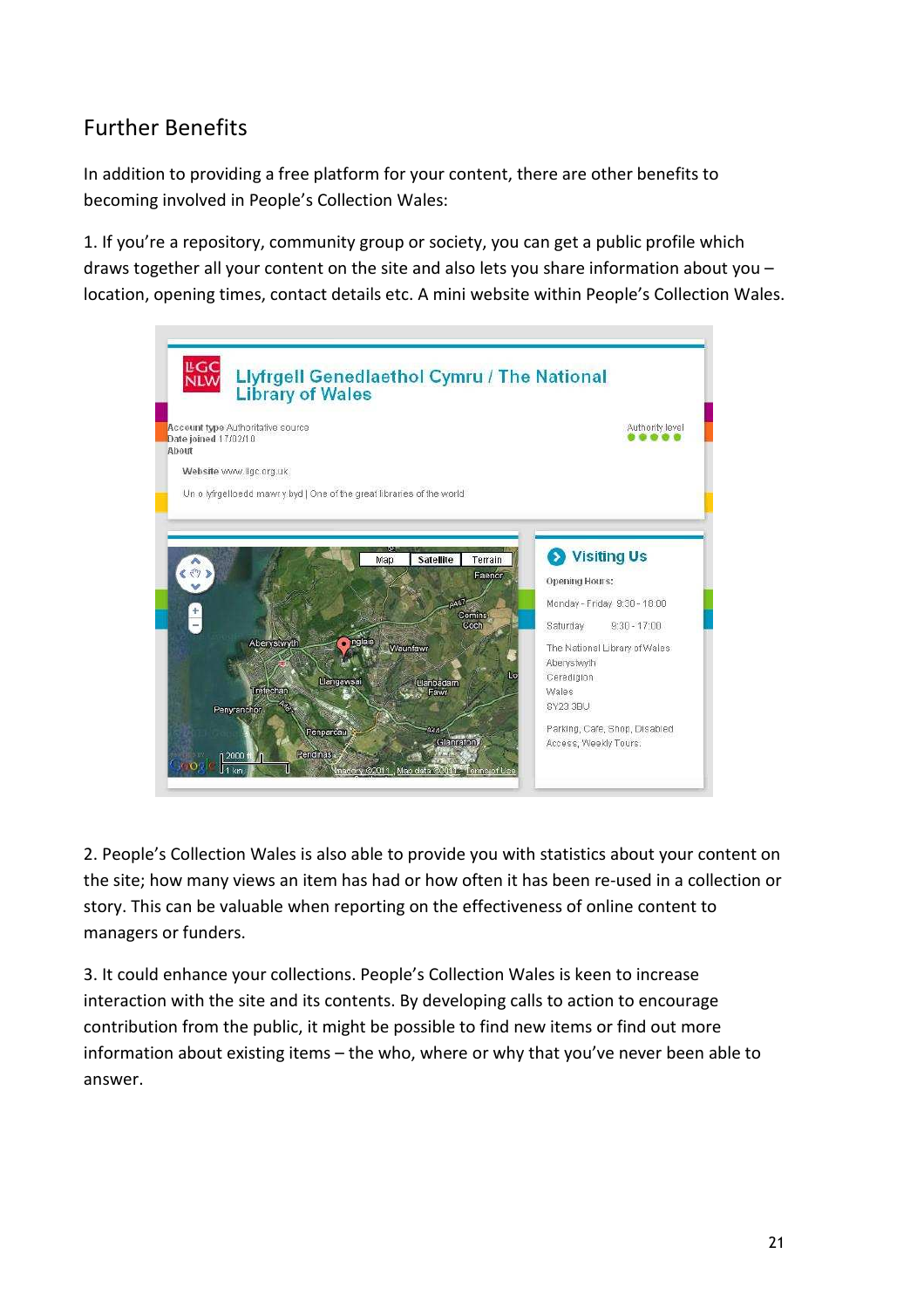## Further Benefits

In addition to providing a free platform for your content, there are other benefits to becoming involved in People's Collection Wales:

1. If you're a repository, community group or society, you can get a public profile which draws together all your content on the site and also lets you share information about you – location, opening times, contact details etc. A mini website within People's Collection Wales.

2. People's Collection Wales is also able to provide you with statistics about your content on the site; how many views an item has had or how often it has been re-used in a collection or story. This can be valuable when reporting on the effectiveness of online content to managers or funders.

3. It could enhance your collections. People's Collection Wales is keen to increase interaction with the site and its contents. By developing calls to action to encourage contribution from the public, it might be possible to find new items or find out more information about existing items – the who, where or why that you've never been able to answer.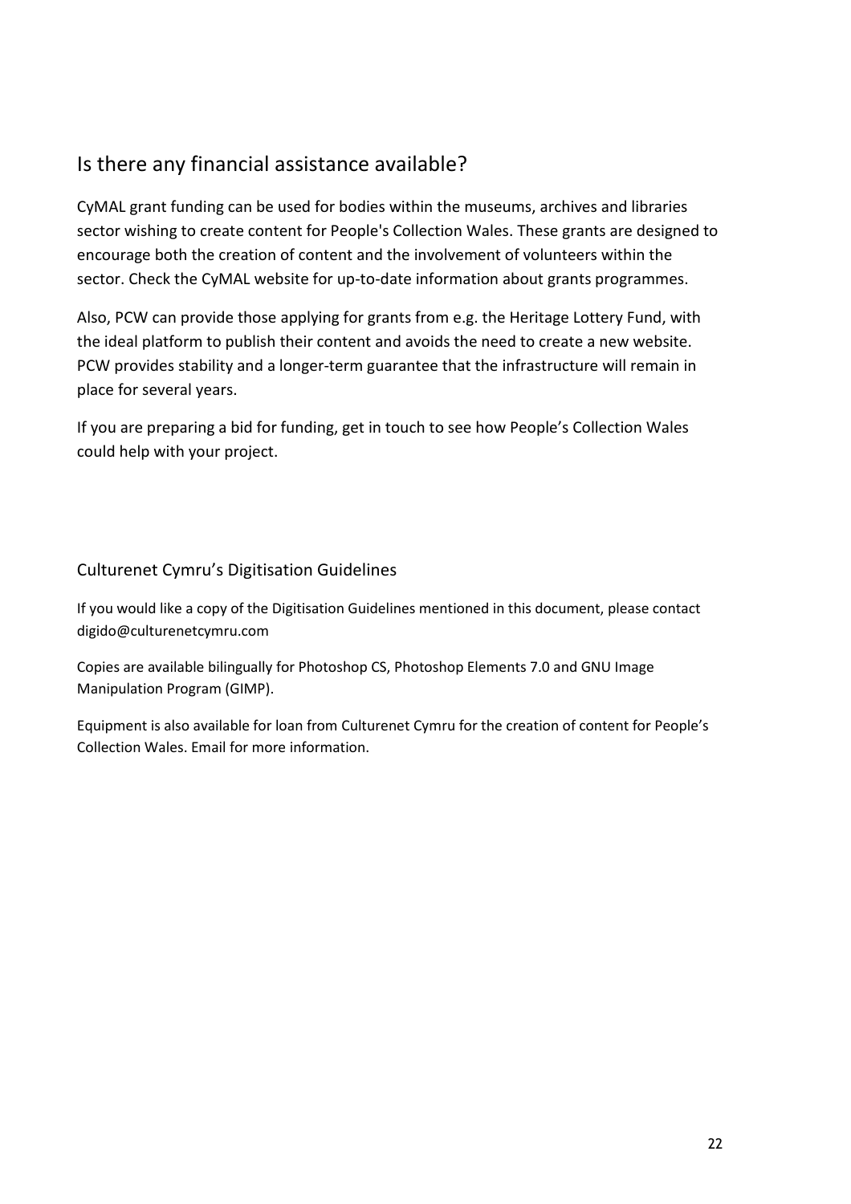## Is there any financial assistance available?

CyMAL grant funding can be used for bodies within the museums, archives and libraries sector wishing to create content for People's Collection Wales. These grants are designed to encourage both the creation of content and the involvement of volunteers within the sector. Check the CyMAL website for up-to-date information about grants programmes.

Also, PCW can provide those applying for grants from e.g. the Heritage Lottery Fund, with the ideal platform to publish their content and avoids the need to create a new website. PCW provides stability and a longer-term guarantee that the infrastructure will remain in place for several years.

If you are preparing a bid for funding, get in touch to see how People's Collection Wales could help with your project.

### Culturenet Cymru's Digitisation Guidelines

If you would like a copy of the Digitisation Guidelines mentioned in this document, please contact digido@culturenetcymru.com

Copies are available bilingually for Photoshop CS, Photoshop Elements 7.0 and GNU Image Manipulation Program (GIMP).

Equipment is also available for loan from Culturenet Cymru for the creation of content for People's Collection Wales. Email for more information.